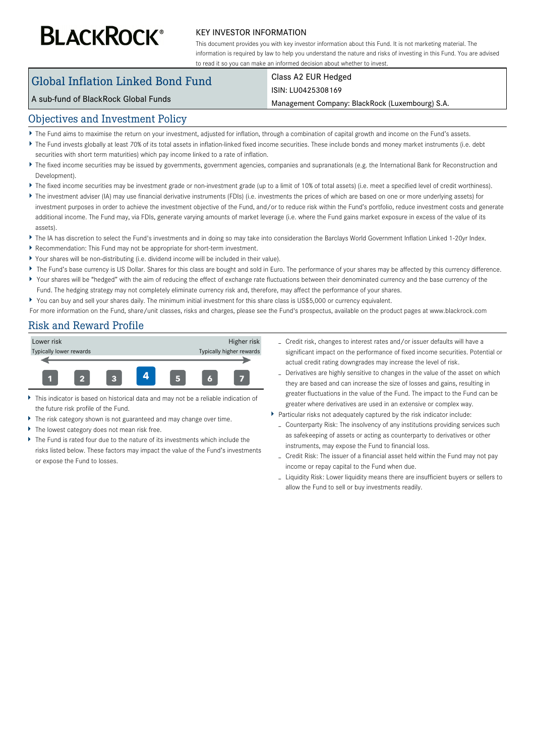# BLACKROCK®

## KEY INVESTOR INFORMATION

This document provides you with key investor information about this Fund. It is not marketing material. The information is required by law to help you understand the nature and risks of investing in this Fund. You are advised to read it so you can make an informed decision about whether to invest.

| Global Inflation Linked Bond Fund | Class A2 EUR Hedged |
|---|---|
| A sub-fund of BlackRock Global Funds | ISIN: LU0425308169 |
| | Management Company: BlackRock (Luxembourg) S.A. |

## Objectives and Investment Policy

- The Fund aims to maximise the return on your investment, adjusted for inflation, through a combination of capital growth and income on the Fund's assets.
- The Fund invests globally at least 70% of its total assets in inflation-linked fixed income securities. These include bonds and money market instruments (i.e. debt securities with short term maturities) which pay income linked to a rate of inflation.
- The fixed income securities may be issued by governments, government agencies, companies and supranationals (e.g. the International Bank for Reconstruction and Development).
- The fixed income securities may be investment grade or non-investment grade (up to a limit of 10% of total assets) (i.e. meet a specified level of credit worthiness).
- The investment adviser (IA) may use financial derivative instruments (FDIs) (i.e. investments the prices of which are based on one or more underlying assets) for investment purposes in order to achieve the investment objective of the Fund, and/or to reduce risk within the Fund's portfolio, reduce investment costs and generate additional income. The Fund may, via FDIs, generate varying amounts of market leverage (i.e. where the Fund gains market exposure in excess of the value of its assets).
- The IA has discretion to select the Fund's investments and in doing so may take into consideration the Barclays World Government Inflation Linked 1-20yr Index.
- Recommendation: This Fund may not be appropriate for short-term investment.
- Your shares will be non-distributing (i.e. dividend income will be included in their value).
- The Fund's base currency is US Dollar. Shares for this class are bought and sold in Euro. The performance of your shares may be affected by this currency difference.
- Your shares will be "hedged" with the aim of reducing the effect of exchange rate fluctuations between their denominated currency and the base currency of the Fund. The hedging strategy may not completely eliminate currency risk and, therefore, may affect the performance of your shares.
- You can buy and sell your shares daily. The minimum initial investment for this share class is US$5,000 or currency equivalent.

For more information on the Fund, share/unit classes, risks and charges, please see the Fund's prospectus, available on the product pages at www.blackrock.com

## Risk and Reward Profile

| Lower risk | | | | | | Higher risk |
|---|---|---|---|---|---|---|
| Typically lower rewards | | | | | | Typically higher rewards |
| 1 | 2 | 3 | **4** | 5 | 6 | 7 |

- This indicator is based on historical data and may not be a reliable indication of the future risk profile of the Fund.
- The risk category shown is not guaranteed and may change over time.
- The lowest category does not mean risk free.
- The Fund is rated four due to the nature of its investments which include the risks listed below. These factors may impact the value of the Fund's investments or expose the Fund to losses.
  - Credit risk, changes to interest rates and/or issuer defaults will have a significant impact on the performance of fixed income securities. Potential or actual credit rating downgrades may increase the level of risk.
  - Derivatives are highly sensitive to changes in the value of the asset on which they are based and can increase the size of losses and gains, resulting in greater fluctuations in the value of the Fund. The impact to the Fund can be greater where derivatives are used in an extensive or complex way.
- Particular risks not adequately captured by the risk indicator include:
  - Counterparty Risk: The insolvency of any institutions providing services such as safekeeping of assets or acting as counterparty to derivatives or other instruments, may expose the Fund to financial loss.
  - Credit Risk: The issuer of a financial asset held within the Fund may not pay income or repay capital to the Fund when due.
  - Liquidity Risk: Lower liquidity means there are insufficient buyers or sellers to allow the Fund to sell or buy investments readily.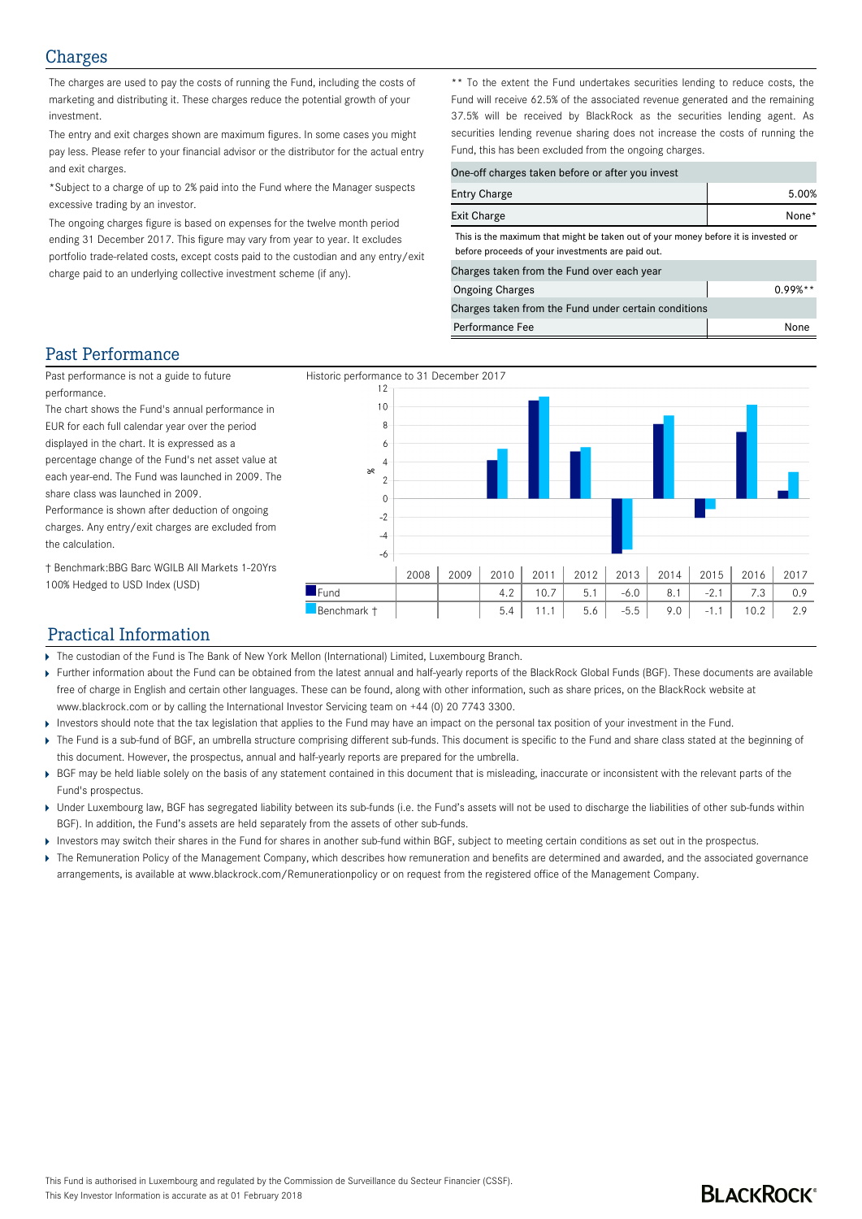## Charges

The charges are used to pay the costs of running the Fund, including the costs of marketing and distributing it. These charges reduce the potential growth of your investment.

The entry and exit charges shown are maximum figures. In some cases you might pay less. Please refer to your financial advisor or the distributor for the actual entry and exit charges.

*Subject to a charge of up to 2% paid into the Fund where the Manager suspects excessive trading by an investor.

The ongoing charges figure is based on expenses for the twelve month period ending 31 December 2017. This figure may vary from year to year. It excludes portfolio trade-related costs, except costs paid to the custodian and any entry/exit charge paid to an underlying collective investment scheme (if any).

** To the extent the Fund undertakes securities lending to reduce costs, the Fund will receive 62.5% of the associated revenue generated and the remaining 37.5% will be received by BlackRock as the securities lending agent. As securities lending revenue sharing does not increase the costs of running the Fund, this has been excluded from the ongoing charges.

| One-off charges taken before or after you invest | |
|---|---|
| Entry Charge | 5.00% |
| Exit Charge | None* |
| This is the maximum that might be taken out of your money before it is invested or before proceeds of your investments are paid out. | |
| **Charges taken from the Fund over each year** | |
| Ongoing Charges | 0.99%** |
| **Charges taken from the Fund under certain conditions** | |
| Performance Fee | None |

## Past Performance

Past performance is not a guide to future performance.

The chart shows the Fund's annual performance in EUR for each full calendar year over the period displayed in the chart. It is expressed as a percentage change of the Fund's net asset value at each year-end. The Fund was launched in 2009. The share class was launched in 2009.

Performance is shown after deduction of ongoing charges. Any entry/exit charges are excluded from the calculation.

† Benchmark:BBG Barc WGILB All Markets 1-20Yrs 100% Hedged to USD Index (USD)

Historic performance to 31 December 2017

%

12
10
8
6
4
2
0
-2
-4
-6

| | 2008 | 2009 | 2010 | 2011 | 2012 | 2013 | 2014 | 2015 | 2016 | 2017 |
|---|---|---|---|---|---|---|---|---|---|---|
| Fund | | | 4.2 | 10.7 | 5.1 | -6.0 | 8.1 | -2.1 | 7.3 | 0.9 |
| Benchmark † | | | 5.4 | 11.1 | 5.6 | -5.5 | 9.0 | -1.1 | 10.2 | 2.9 |

## Practical Information

- The custodian of the Fund is The Bank of New York Mellon (International) Limited, Luxembourg Branch.
- Further information about the Fund can be obtained from the latest annual and half-yearly reports of the BlackRock Global Funds (BGF). These documents are available free of charge in English and certain other languages. These can be found, along with other information, such as share prices, on the BlackRock website at www.blackrock.com or by calling the International Investor Servicing team on +44 (0) 20 7743 3300.
- Investors should note that the tax legislation that applies to the Fund may have an impact on the personal tax position of your investment in the Fund.
- The Fund is a sub-fund of BGF, an umbrella structure comprising different sub-funds. This document is specific to the Fund and share class stated at the beginning of this document. However, the prospectus, annual and half-yearly reports are prepared for the umbrella.
- BGF may be held liable solely on the basis of any statement contained in this document that is misleading, inaccurate or inconsistent with the relevant parts of the Fund's prospectus.
- Under Luxembourg law, BGF has segregated liability between its sub-funds (i.e. the Fund's assets will not be used to discharge the liabilities of other sub-funds within BGF). In addition, the Fund's assets are held separately from the assets of other sub-funds.
- Investors may switch their shares in the Fund for shares in another sub-fund within BGF, subject to meeting certain conditions as set out in the prospectus.
- The Remuneration Policy of the Management Company, which describes how remuneration and benefits are determined and awarded, and the associated governance arrangements, is available at www.blackrock.com/Remunerationpolicy or on request from the registered office of the Management Company.

This Fund is authorised in Luxembourg and regulated by the Commission de Surveillance du Secteur Financier (CSSF).
This Key Investor Information is accurate as at 01 February 2018